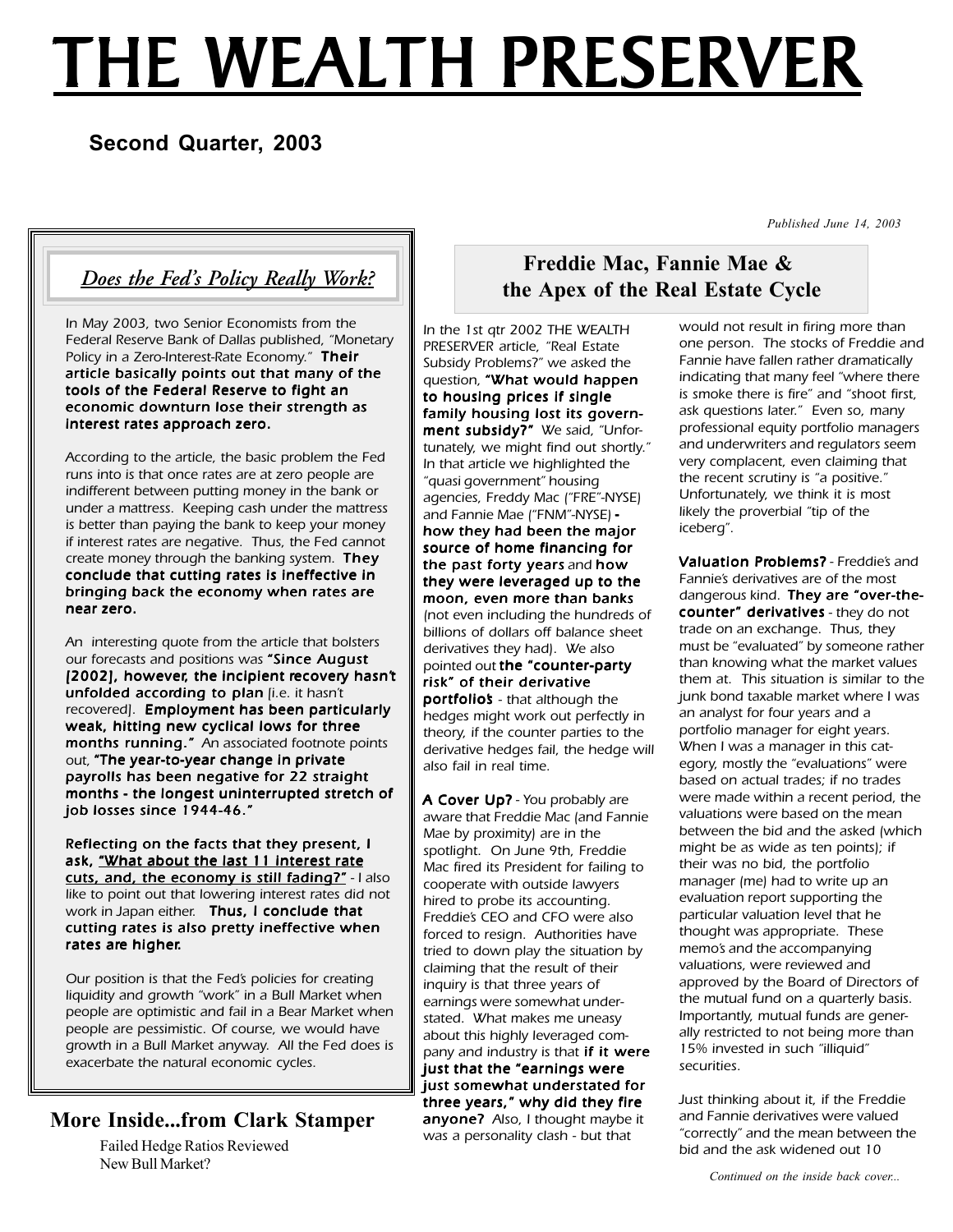# THE WEALTH PRESERVER

**Second Quarter, 2003**

*Published June 14, 2003*

## *Does the Fed's Policy Really Work?*

In May 2003, two Senior Economists from the Federal Reserve Bank of Dallas published, "Monetary Policy in a Zero-Interest-Rate Economy." **Their article basically points out that many of the tools of the Federal Reserve to fight an economic downturn lose their strength as interest rates approach zero.**

According to the article, the basic problem the Fed runs into is that once rates are at zero people are indifferent between putting money in the bank or under a mattress. Keeping cash under the mattress is better than paying the bank to keep your money if interest rates are negative. Thus, the Fed cannot create money through the banking system. **They conclude that cutting rates is ineffective in bringing back the economy when rates are near zero.**

An interesting quote from the article that bolsters our forecasts and positions was **"Since August [2002], however, the incipient recovery hasn't unfolded according to plan** [i.e. it hasn't recovered]. **Employment has been particularly weak, hitting new cyclical lows for three months running."** An associated footnote points out, **"The year-to-year change in private payrolls has been negative for 22 straight months - the longest uninterrupted stretch of job losses since 1944-46."**

**Reflecting on the facts that they present, I ask, "What about the last 11 interest rate cuts, and, the economy is still fading?"** - I also like to point out that lowering interest rates did not work in Japan either. **Thus, I conclude that cutting rates is also pretty ineffective when rates are higher.**

Our position is that the Fed's policies for creating liquidity and growth "work" in a Bull Market when people are optimistic and fail in a Bear Market when people are pessimistic. Of course, we would have growth in a Bull Market anyway. All the Fed does is exacerbate the natural economic cycles.

## More Inside...from Clark Stamper

Failed Hedge Ratios Reviewed
New Bull Market?

## Freddie Mac, Fannie Mae & the Apex of the Real Estate Cycle

In the 1st qtr 2002 THE WEALTH PRESERVER article, "Real Estate Subsidy Problems?" we asked the question, **"What would happen to housing prices if single family housing lost its government subsidy?"** We said, "Unfortunately, we might find out shortly." In that article we highlighted the "quasi government" housing agencies, Freddy Mac ("FRE"-NYSE) and Fannie Mae ("FNM"-NYSE) **- how they had been the major source of home financing for the past forty years** and **how they were leveraged up to the moon, even more than banks** (not even including the hundreds of billions of dollars off balance sheet derivatives they had). We also pointed out **the "counter-party risk" of their derivative portfolios** - that although the hedges might work out perfectly in theory, if the counter parties to the derivative hedges fail, the hedge will also fail in real time.

**A Cover Up?** - You probably are aware that Freddie Mac (and Fannie Mae by proximity) are in the spotlight. On June 9th, Freddie Mac fired its President for failing to cooperate with outside lawyers hired to probe its accounting. Freddie's CEO and CFO were also forced to resign. Authorities have tried to down play the situation by claiming that the result of their inquiry is that three years of earnings were somewhat understated. What makes me uneasy about this highly leveraged company and industry is that **if it were just that the "earnings were just somewhat understated for three years," why did they fire anyone?** Also, I thought maybe it was a personality clash - but that would not result in firing more than one person. The stocks of Freddie and Fannie have fallen rather dramatically indicating that many feel "where there is smoke there is fire" and "shoot first, ask questions later." Even so, many professional equity portfolio managers and underwriters and regulators seem very complacent, even claiming that the recent scrutiny is "a positive." Unfortunately, we think it is most likely the proverbial "tip of the iceberg".

**Valuation Problems?** - Freddie's and Fannie's derivatives are of the most dangerous kind. **They are "over-the-counter" derivatives** - they do not trade on an exchange. Thus, they must be "evaluated" by someone rather than knowing what the market values them at. This situation is similar to the junk bond taxable market where I was an analyst for four years and a portfolio manager for eight years. When I was a manager in this category, mostly the "evaluations" were based on actual trades; if no trades were made within a recent period, the valuations were based on the mean between the bid and the asked (which might be as wide as ten points); if their was no bid, the portfolio manager (me) had to write up an evaluation report supporting the particular valuation level that he thought was appropriate. These memo's and the accompanying valuations, were reviewed and approved by the Board of Directors of the mutual fund on a quarterly basis. Importantly, mutual funds are generally restricted to not being more than 15% invested in such "illiquid" securities.

Just thinking about it, if the Freddie and Fannie derivatives were valued "correctly" and the mean between the bid and the ask widened out 10

*Continued on the inside back cover...*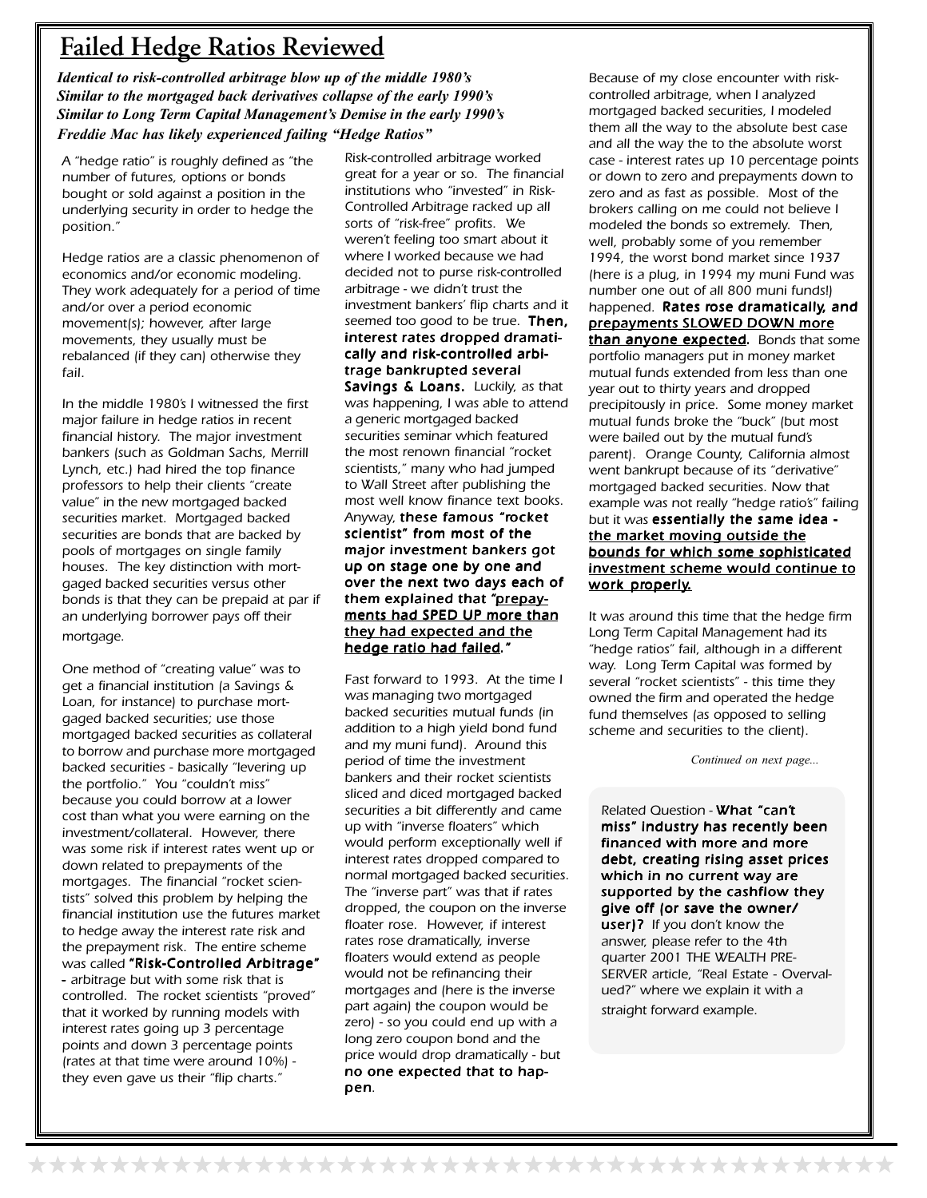# Failed Hedge Ratios Reviewed

***Identical to risk-controlled arbitrage blow up of the middle 1980's***
***Similar to the mortgaged back derivatives collapse of the early 1990's***
***Similar to Long Term Capital Management's Demise in the early 1990's***
***Freddie Mac has likely experienced failing "Hedge Ratios"***

A "hedge ratio" is roughly defined as "the number of futures, options or bonds bought or sold against a position in the underlying security in order to hedge the position."

Hedge ratios are a classic phenomenon of economics and/or economic modeling. They work adequately for a period of time and/or over a period economic movement(s); however, after large movements, they usually must be rebalanced (if they can) otherwise they fail.

In the middle 1980's I witnessed the first major failure in hedge ratios in recent financial history. The major investment bankers (such as Goldman Sachs, Merrill Lynch, etc.) had hired the top finance professors to help their clients "create value" in the new mortgaged backed securities market. Mortgaged backed securities are bonds that are backed by pools of mortgages on single family houses. The key distinction with mortgaged backed securities versus other bonds is that they can be prepaid at par if an underlying borrower pays off their mortgage.

One method of "creating value" was to get a financial institution (a Savings & Loan, for instance) to purchase mortgaged backed securities; use those mortgaged backed securities as collateral to borrow and purchase more mortgaged backed securities - basically "levering up the portfolio." You "couldn't miss" because you could borrow at a lower cost than what you were earning on the investment/collateral. However, there was some risk if interest rates went up or down related to prepayments of the mortgages. The financial "rocket scientists" solved this problem by helping the financial institution use the futures market to hedge away the interest rate risk and the prepayment risk. The entire scheme was called **"Risk-Controlled Arbitrage" -** arbitrage but with some risk that is controlled. The rocket scientists "proved" that it worked by running models with interest rates going up 3 percentage points and down 3 percentage points (rates at that time were around 10%) - they even gave us their "flip charts."

Risk-controlled arbitrage worked great for a year or so. The financial institutions who "invested" in Risk-Controlled Arbitrage racked up all sorts of "risk-free" profits. We weren't feeling too smart about it where I worked because we had decided not to purse risk-controlled arbitrage - we didn't trust the investment bankers' flip charts and it seemed too good to be true. **Then, interest rates dropped dramatically and risk-controlled arbitrage bankrupted several Savings & Loans.** Luckily, as that was happening, I was able to attend a generic mortgaged backed securities seminar which featured the most renown financial "rocket scientists," many who had jumped to Wall Street after publishing the most well know finance text books. Anyway, **these famous "rocket scientist" from most of the major investment bankers got up on stage one by one and over the next two days each of them explained that "prepayments had SPED UP more than they had expected and the hedge ratio had failed."**

Fast forward to 1993. At the time I was managing two mortgaged backed securities mutual funds (in addition to a high yield bond fund and my muni fund). Around this period of time the investment bankers and their rocket scientists sliced and diced mortgaged backed securities a bit differently and came up with "inverse floaters" which would perform exceptionally well if interest rates dropped compared to normal mortgaged backed securities. The "inverse part" was that if rates dropped, the coupon on the inverse floater rose. However, if interest rates rose dramatically, inverse floaters would extend as people would not be refinancing their mortgages and (here is the inverse part again) the coupon would be zero) - so you could end up with a long zero coupon bond and the price would drop dramatically - but **no one expected that to happen**.

Because of my close encounter with risk-controlled arbitrage, when I analyzed mortgaged backed securities, I modeled them all the way to the absolute best case and all the way the to the absolute worst case - interest rates up 10 percentage points or down to zero and prepayments down to zero and as fast as possible. Most of the brokers calling on me could not believe I modeled the bonds so extremely. Then, well, probably some of you remember 1994, the worst bond market since 1937 (here is a plug, in 1994 my muni Fund was number one out of all 800 muni funds!) happened. **Rates rose dramatically, and prepayments SLOWED DOWN more than anyone expected.** Bonds that some portfolio managers put in money market mutual funds extended from less than one year out to thirty years and dropped precipitously in price. Some money market mutual funds broke the "buck" (but most were bailed out by the mutual fund's parent). Orange County, California almost went bankrupt because of its "derivative" mortgaged backed securities. Now that example was not really "hedge ratio's" failing but it was **essentially the same idea - the market moving outside the bounds for which some sophisticated investment scheme would continue to work properly.**

It was around this time that the hedge firm Long Term Capital Management had its "hedge ratios" fail, although in a different way. Long Term Capital was formed by several "rocket scientists" - this time they owned the firm and operated the hedge fund themselves (as opposed to selling scheme and securities to the client).

*Continued on next page...*

Related Question - **What "can't miss" industry has recently been financed with more and more debt, creating rising asset prices which in no current way are supported by the cashflow they give off (or save the owner/user)?** If you don't know the answer, please refer to the 4th quarter 2001 THE WEALTH PRESERVER article, "Real Estate - Overvalued?" where we explain it with a straight forward example.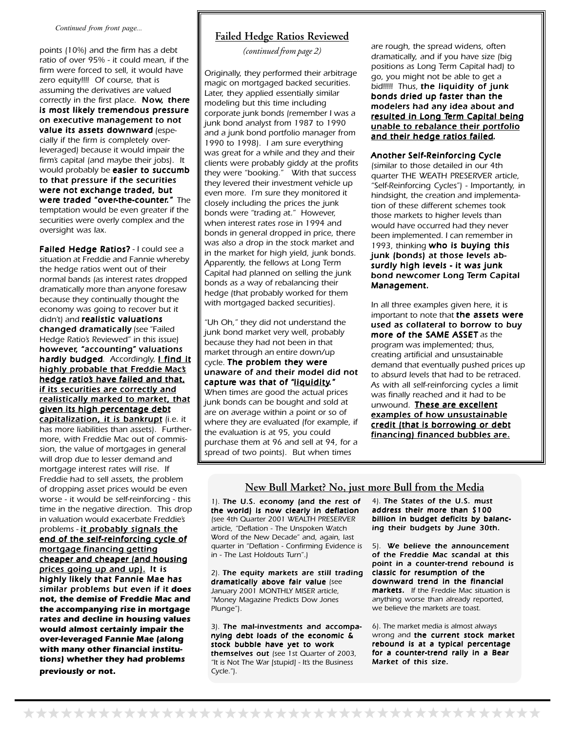*Continued from front page...*

points (10%) and the firm has a debt ratio of over 95% - it could mean, if the firm were forced to sell, it would have zero equity!!!! Of course, that is assuming the derivatives are valued correctly in the first place. **Now, there is most likely tremendous pressure on executive management to not value its assets downward** (especially if the firm is completely over-leveraged) because it would impair the firm's capital (and maybe their jobs). It would probably be **easier to succumb to that pressure if the securities were not exchange traded, but were traded "over-the-counter."** The temptation would be even greater if the securities were overly complex and the oversight was lax.

**Failed Hedge Ratios?** - I could see a situation at Freddie and Fannie whereby the hedge ratios went out of their normal bands (as interest rates dropped dramatically more than anyone foresaw because they continually thought the economy was going to recover but it didn't) and **realistic valuations changed dramatically** (see "Failed Hedge Ratio's Reviewed" in this issue) **however, "accounting" valuations hardly budged**. Accordingly, **I find it highly probable that Freddie Mac's hedge ratio's have failed and that, if its securities are correctly and realistically marked to market, that given its high percentage debt capitalization, it is bankrupt** (i.e. it has more liabilities than assets). Furthermore, with Freddie Mac out of commission, the value of mortgages in general will drop due to lesser demand and mortgage interest rates will rise. If Freddie had to sell assets, the problem of dropping asset prices would be even worse - it would be self-reinforcing - this time in the negative direction. This drop in valuation would exacerbate Freddie's problems - **it probably signals the end of the self-reinforcing cycle of mortgage financing getting cheaper and cheaper (and housing prices going up and up). It is highly likely that Fannie Mae has similar problems but even if it does not, the demise of Freddie Mac and the accompanying rise in mortgage rates and decline in housing values would almost certainly impair the over-leveraged Fannie Mae (along with many other financial institutions) whether they had problems previously or not.**

## Failed Hedge Ratios Reviewed

*(continued from page 2)*

Originally, they performed their arbitrage magic on mortgaged backed securities. Later, they applied essentially similar modeling but this time including corporate junk bonds (remember I was a junk bond analyst from 1987 to 1990 and a junk bond portfolio manager from 1990 to 1998). I am sure everything was great for a while and they and their clients were probably giddy at the profits they were "booking." With that success they levered their investment vehicle up even more. I'm sure they monitored it closely including the prices the junk bonds were "trading at." However, when interest rates rose in 1994 and bonds in general dropped in price, there was also a drop in the stock market and in the market for high yield, junk bonds. Apparently, the fellows at Long Term Capital had planned on selling the junk bonds as a way of rebalancing their hedge (that probably worked for them with mortgaged backed securities).

"Uh Oh," they did not understand the junk bond market very well, probably because they had not been in that market through an entire down/up cycle. **The problem they were unaware of and their model did not capture was that of "liquidity."** When times are good the actual prices junk bonds can be bought and sold at are on average within a point or so of where they are evaluated (for example, if the evaluation is at 95, you could purchase them at 96 and sell at 94, for a spread of two points). But when times are rough, the spread widens, often dramatically, and if you have size (big positions as Long Term Capital had) to go, you might not be able to get a bid!!!!! Thus, **the liquidity of junk bonds dried up faster than the modelers had any idea about and resulted in Long Term Capital being unable to rebalance their portfolio and their hedge ratios failed.**

**Another Self-Reinforcing Cycle** (similar to those detailed in our 4th quarter THE WEATH PRESERVER article, "Self-Reinforcing Cycles") - Importantly, in hindsight, the creation and implementation of these different schemes took those markets to higher levels than would have occurred had they never been implemented. I can remember in 1993, thinking **who is buying this junk (bonds) at those levels absurdly high levels - it was junk bond newcomer Long Term Capital Management.**

In all three examples given here, it is important to note that **the assets were used as collateral to borrow to buy more of the SAME ASSET** as the program was implemented; thus, creating artificial and unsustainable demand that eventually pushed prices up to absurd levels that had to be retraced. As with all self-reinforcing cycles a limit was finally reached and it had to be unwound. **These are excellent examples of how unsustainable credit (that is borrowing or debt financing) financed bubbles are.**

## New Bull Market? No, just more Bull from the Media

1). **The U.S. economy (and the rest of the world) is now clearly in deflation** (see 4th Quarter 2001 WEALTH PRESERVER article, "Deflation - The Unspoken Watch Word of the New Decade" and, again, last quarter in "Deflation - Confirming Evidence is in - The Last Holdouts Turn".)

2). **The equity markets are still trading dramatically above fair value** (see January 2001 MONTHLY MISER article, "Money Magazine Predicts Dow Jones Plunge").

3). **The mal-investments and accompanying debt loads of the economic & stock bubble have yet to work themselves out** (see 1st Quarter of 2003, "It is Not The War [stupid] - It's the Business Cycle.").

4). **The States of the U.S. must address their more than $100 billion in budget deficits by balancing their budgets by June 30th.**

5). **We believe the announcement of the Freddie Mac scandal at this point in a counter-trend rebound is classic for resumption of the downward trend in the financial markets.** If the Freddie Mac situation is anything worse than already reported, we believe the markets are toast.

6). The market media is almost always wrong and **the current stock market rebound is at a typical percentage for a counter-trend rally in a Bear Market of this size.**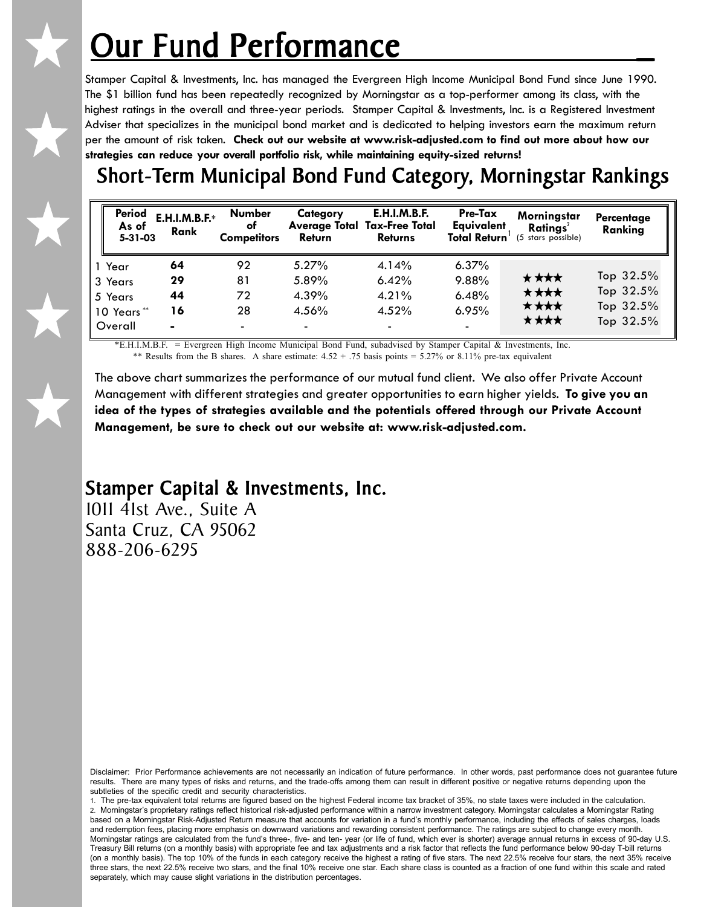# Our Fund Performance

Stamper Capital & Investments, Inc. has managed the Evergreen High Income Municipal Bond Fund since June 1990. The $1 billion fund has been repeatedly recognized by Morningstar as a top-performer among its class, with the highest ratings in the overall and three-year periods. Stamper Capital & Investments, Inc. is a Registered Investment Adviser that specializes in the municipal bond market and is dedicated to helping investors earn the maximum return per the amount of risk taken. **Check out our website at www.risk-adjusted.com to find out more about how our strategies can reduce your overall portfolio risk, while maintaining equity-sized returns!**

## Short-Term Municipal Bond Fund Category, Morningstar Rankings

| Period As of 5-31-03 | E.H.I.M.B.F.* Rank | Number of Competitors | Category Average Total Return | E.H.I.M.B.F. Tax-Free Total Returns | Pre-Tax Equivalent Total Return[1] | Morningstar Ratings[2] (5 stars possible) | Percentage Ranking |
|---|---|---|---|---|---|---|---|
| 1 Year | **64** | 92 | 5.27% | 4.14% | 6.37% | | |
| 3 Years | **29** | 81 | 5.89% | 6.42% | 9.88% | ★★★★ | Top 32.5% |
| 5 Years | **44** | 72 | 4.39% | 4.21% | 6.48% | ★★★★ | Top 32.5% |
| 10 Years ** | **16** | 28 | 4.56% | 4.52% | 6.95% | ★★★★ | Top 32.5% |
| Overall | **-** | - | - | - | - | ★★★★ | Top 32.5% |

*E.H.I.M.B.F. = Evergreen High Income Municipal Bond Fund, subadvised by Stamper Capital & Investments, Inc.
** Results from the B shares. A share estimate: 4.52 + .75 basis points = 5.27% or 8.11% pre-tax equivalent

The above chart summarizes the performance of our mutual fund client. We also offer Private Account Management with different strategies and greater opportunities to earn higher yields. **To give you an idea of the types of strategies available and the potentials offered through our Private Account Management, be sure to check out our website at: www.risk-adjusted.com.**

## Stamper Capital & Investments, Inc.

1011 41st Ave., Suite A
Santa Cruz, CA 95062
888-206-6295

Disclaimer: Prior Performance achievements are not necessarily an indication of future performance. In other words, past performance does not guarantee future results. There are many types of risks and returns, and the trade-offs among them can result in different positive or negative returns depending upon the subtleties of the specific credit and security characteristics.

1. The pre-tax equivalent total returns are figured based on the highest Federal income tax bracket of 35%, no state taxes were included in the calculation.
2. Morningstar's proprietary ratings reflect historical risk-adjusted performance within a narrow investment category. Morningstar calculates a Morningstar Rating based on a Morningstar Risk-Adjusted Return measure that accounts for variation in a fund's monthly performance, including the effects of sales charges, loads and redemption fees, placing more emphasis on downward variations and rewarding consistent performance. The ratings are subject to change every month. Morningstar ratings are calculated from the fund's three-, five- and ten- year (or life of fund, which ever is shorter) average annual returns in excess of 90-day U.S. Treasury Bill returns (on a monthly basis) with appropriate fee and tax adjustments and a risk factor that reflects the fund performance below 90-day T-bill returns (on a monthly basis). The top 10% of the funds in each category receive the highest a rating of five stars. The next 22.5% receive four stars, the next 35% receive three stars, the next 22.5% receive two stars, and the final 10% receive one star. Each share class is counted as a fraction of one fund within this scale and rated separately, which may cause slight variations in the distribution percentages.